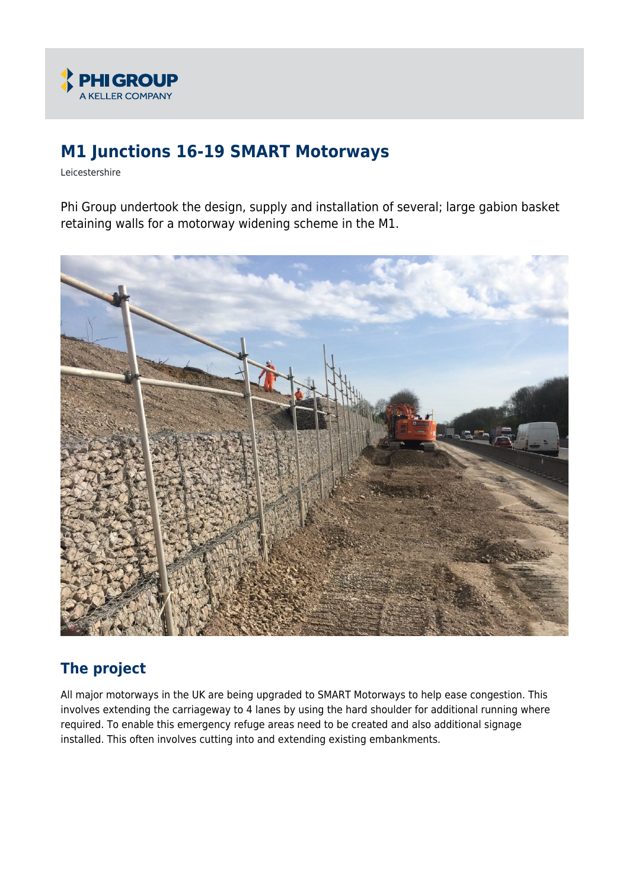# M1 Junctions 16-19 SMART Motorways

Leicestershire

Phi Group undertook the design, supply and installation of several; large gabion basket retaining walls for a motorway widening scheme in the M1.

## The project

All major motorways in the UK are being upgraded to SMART Motorways to help ease congestion. This involves extending the carriageway to 4 lanes by using the hard shoulder for additional running where required. To enable this emergency refuge areas need to be created and also additional signage installed. This often involves cutting into and extending existing embankments.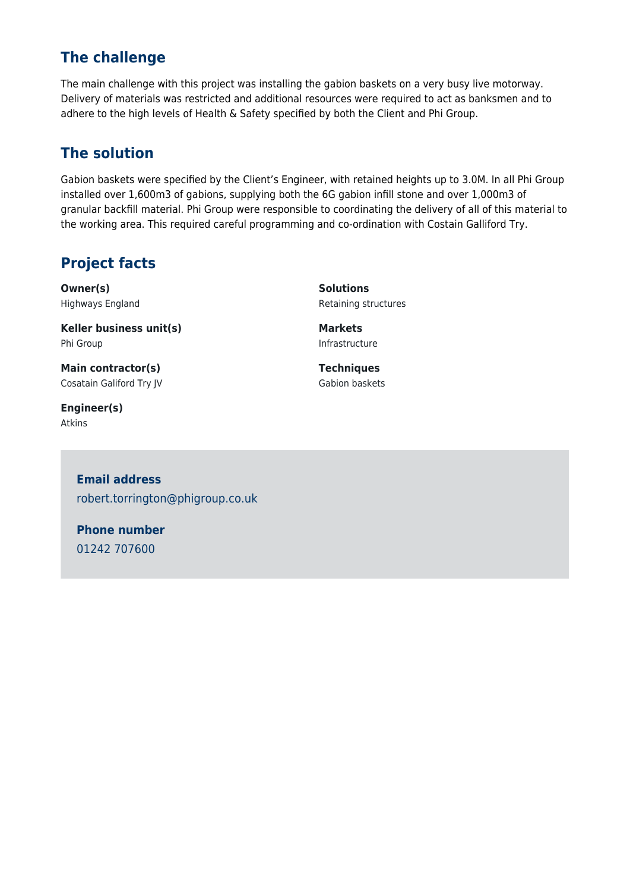## The challenge

The main challenge with this project was installing the gabion baskets on a very busy live motorway. Delivery of materials was restricted and additional resources were required to act as banksmen and to adhere to the high levels of Health & Safety specified by both the Client and Phi Group.

## The solution

Gabion baskets were specified by the Client's Engineer, with retained heights up to 3.0M. In all Phi Group installed over 1,600m3 of gabions, supplying both the 6G gabion infill stone and over 1,000m3 of granular backfill material. Phi Group were responsible to coordinating the delivery of all of this material to the working area. This required careful programming and co-ordination with Costain Galliford Try.

## Project facts

**Owner(s)**
Highways England

**Keller business unit(s)**
Phi Group

**Main contractor(s)**
Cosatain Galiford Try JV

**Engineer(s)**
Atkins

**Solutions**
Retaining structures

**Markets**
Infrastructure

**Techniques**
Gabion baskets

**Email address**
robert.torrington@phigroup.co.uk

**Phone number**
01242 707600